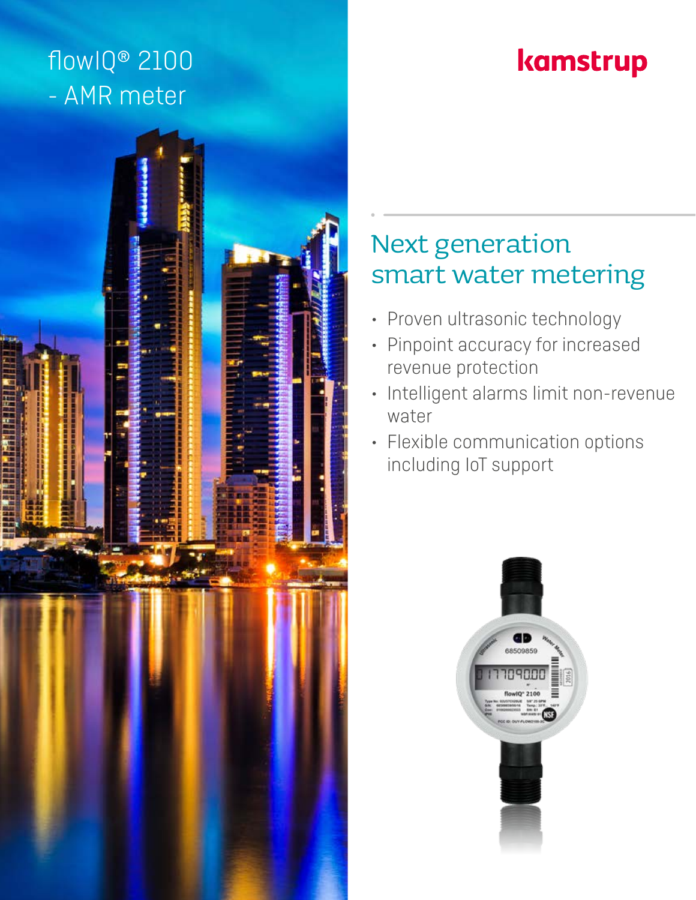# flowIQ® 2100 - AMR meter

kamstrup

## Next generation smart water metering

- Proven ultrasonic technology
- Pinpoint accuracy for increased revenue protection
- Intelligent alarms limit non-revenue water
- Flexible communication options including IoT support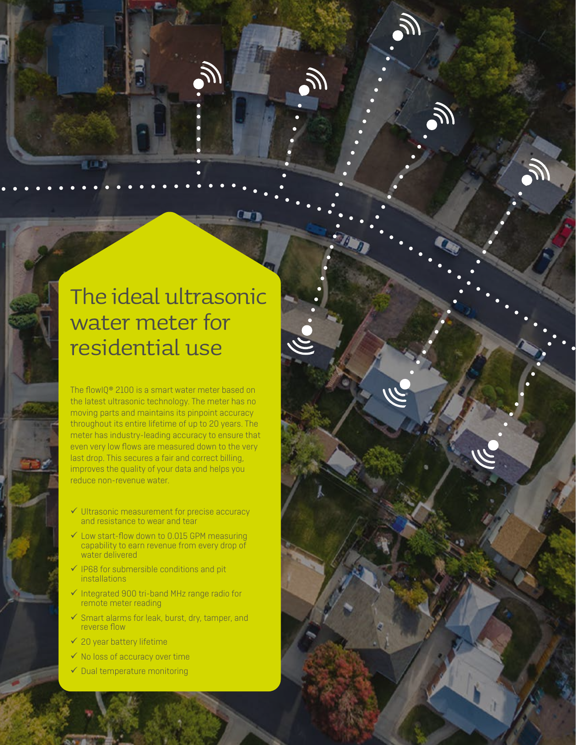# The ideal ultrasonic water meter for residential use

The flowIQ® 2100 is a smart water meter based on the latest ultrasonic technology. The meter has no moving parts and maintains its pinpoint accuracy throughout its entire lifetime of up to 20 years. The meter has industry-leading accuracy to ensure that even very low flows are measured down to the very last drop. This secures a fair and correct billing, improves the quality of your data and helps you reduce non-revenue water.

- ✓ Ultrasonic measurement for precise accuracy and resistance to wear and tear
- ✓ Low start-flow down to 0.015 GPM measuring capability to earn revenue from every drop of water delivered
- ✓ IP68 for submersible conditions and pit installations
- ✓ Integrated 900 tri-band MHz range radio for remote meter reading
- ✓ Smart alarms for leak, burst, dry, tamper, and reverse flow
- ✓ 20 year battery lifetime
- ✓ No loss of accuracy over time
- ✓ Dual temperature monitoring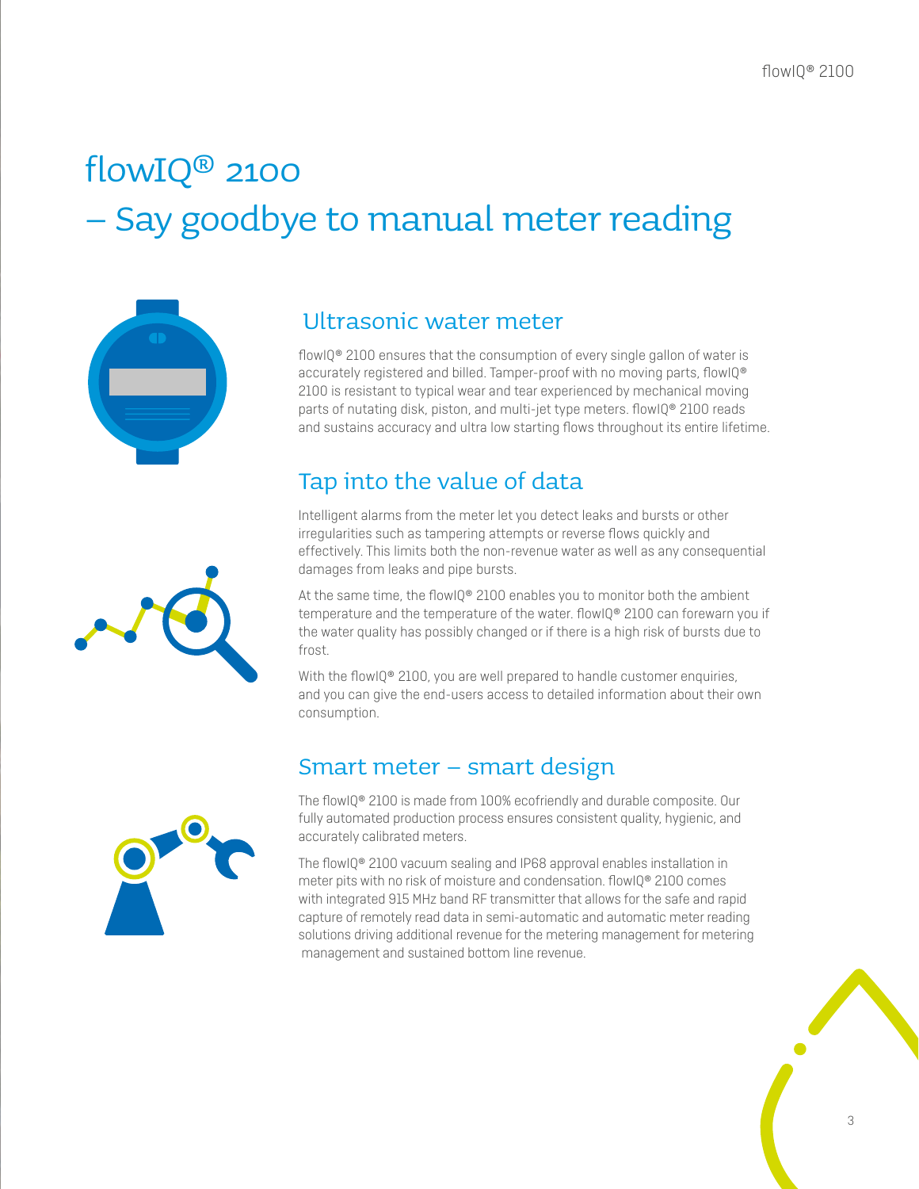# flowIQ® 2100
# – Say goodbye to manual meter reading

## Ultrasonic water meter

flowIQ® 2100 ensures that the consumption of every single gallon of water is accurately registered and billed. Tamper-proof with no moving parts, flowIQ® 2100 is resistant to typical wear and tear experienced by mechanical moving parts of nutating disk, piston, and multi-jet type meters. flowIQ® 2100 reads and sustains accuracy and ultra low starting flows throughout its entire lifetime.

## Tap into the value of data

Intelligent alarms from the meter let you detect leaks and bursts or other irregularities such as tampering attempts or reverse flows quickly and effectively. This limits both the non-revenue water as well as any consequential damages from leaks and pipe bursts.

At the same time, the flowIQ® 2100 enables you to monitor both the ambient temperature and the temperature of the water. flowIQ® 2100 can forewarn you if the water quality has possibly changed or if there is a high risk of bursts due to frost.

With the flowIQ® 2100, you are well prepared to handle customer enquiries, and you can give the end-users access to detailed information about their own consumption.

## Smart meter – smart design

The flowIQ® 2100 is made from 100% ecofriendly and durable composite. Our fully automated production process ensures consistent quality, hygienic, and accurately calibrated meters.

The flowIQ® 2100 vacuum sealing and IP68 approval enables installation in meter pits with no risk of moisture and condensation. flowIQ® 2100 comes with integrated 915 MHz band RF transmitter that allows for the safe and rapid capture of remotely read data in semi-automatic and automatic meter reading solutions driving additional revenue for the metering management for metering management and sustained bottom line revenue.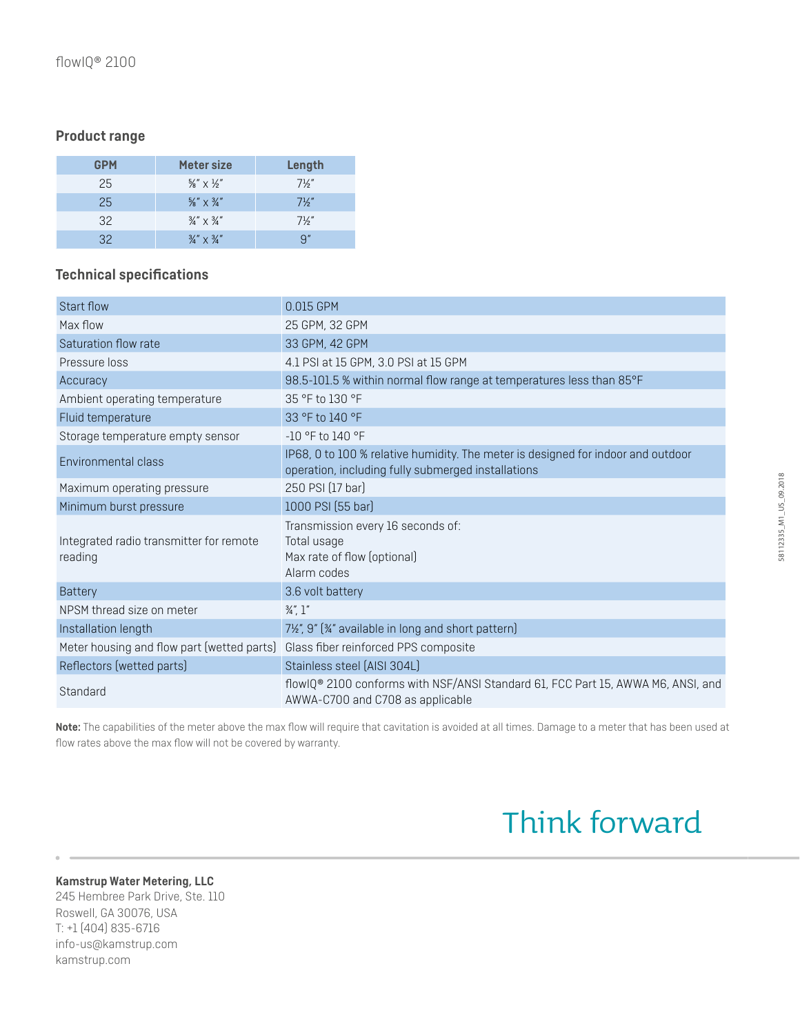## Product range

| GPM | Meter size | Length |
|---|---|---|
| 25 | ⅝" x ½" | 7½" |
| 25 | ⅝" x ¾" | 7½" |
| 32 | ¾" x ¾" | 7½" |
| 32 | ¾" x ¾" | 9" |

## Technical specifications

| | |
|---|---|
| Start flow | 0.015 GPM |
| Max flow | 25 GPM, 32 GPM |
| Saturation flow rate | 33 GPM, 42 GPM |
| Pressure loss | 4.1 PSI at 15 GPM, 3.0 PSI at 15 GPM |
| Accuracy | 98.5-101.5 % within normal flow range at temperatures less than 85°F |
| Ambient operating temperature | 35 °F to 130 °F |
| Fluid temperature | 33 °F to 140 °F |
| Storage temperature empty sensor | -10 °F to 140 °F |
| Environmental class | IP68, 0 to 100 % relative humidity. The meter is designed for indoor and outdoor operation, including fully submerged installations |
| Maximum operating pressure | 250 PSI (17 bar) |
| Minimum burst pressure | 1000 PSI (55 bar) |
| Integrated radio transmitter for remote reading | Transmission every 16 seconds of:<br>Total usage<br>Max rate of flow (optional)<br>Alarm codes |
| Battery | 3.6 volt battery |
| NPSM thread size on meter | ¾", 1" |
| Installation length | 7½", 9" (¾" available in long and short pattern) |
| Meter housing and flow part (wetted parts) | Glass fiber reinforced PPS composite |
| Reflectors (wetted parts) | Stainless steel (AISI 304L) |
| Standard | flowIQ® 2100 conforms with NSF/ANSI Standard 61, FCC Part 15, AWWA M6, ANSI, and AWWA-C700 and C708 as applicable |

**Note:** The capabilities of the meter above the max flow will require that cavitation is avoided at all times. Damage to a meter that has been used at flow rates above the max flow will not be covered by warranty.

Think forward

**Kamstrup Water Metering, LLC**
245 Hembree Park Drive, Ste. 110
Roswell, GA 30076, USA
T: +1 (404) 835-6716
info-us@kamstrup.com
kamstrup.com

58112335_M1_US_09.2018